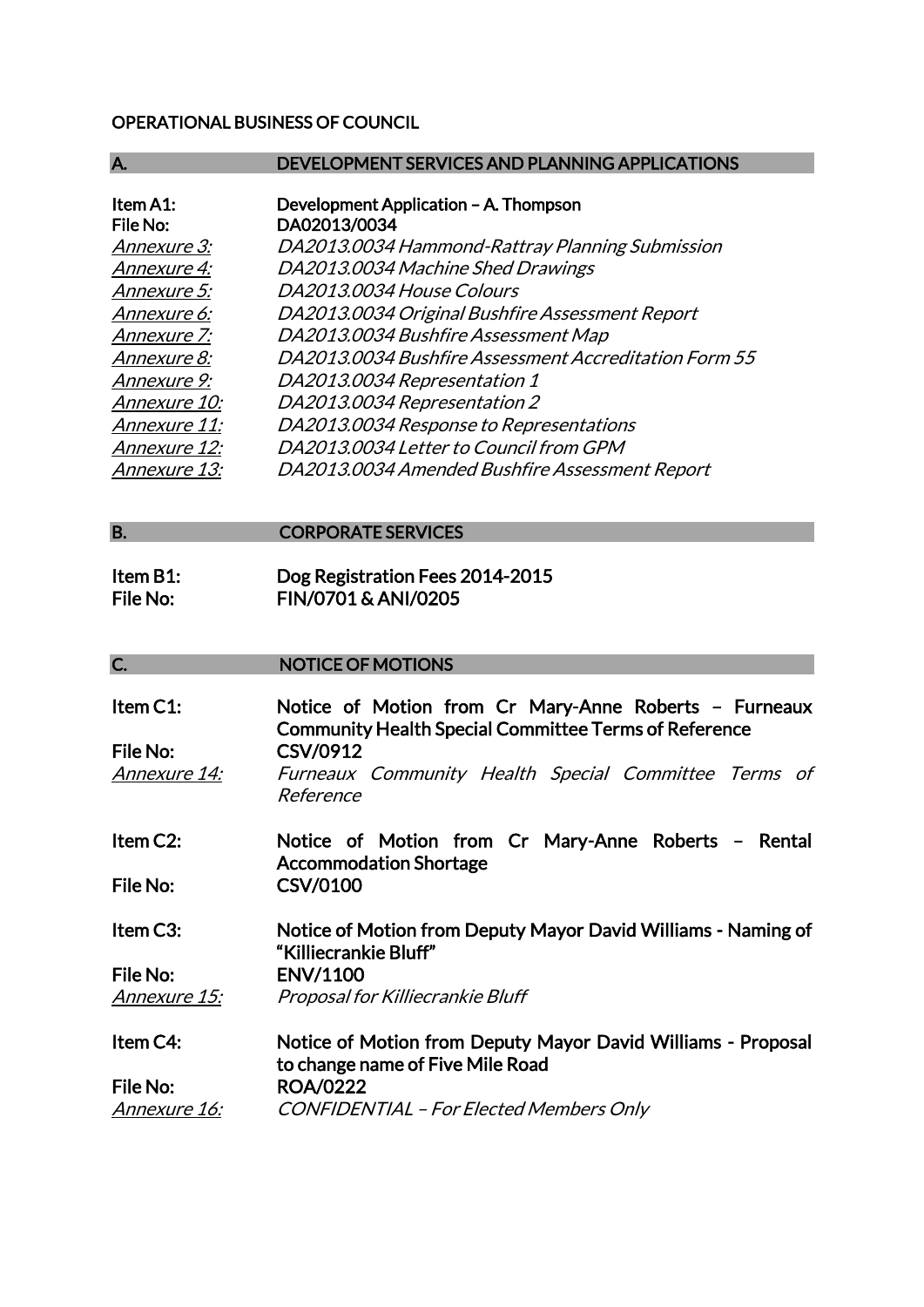# OPERATIONAL BUSINESS OF COUNCIL

## A. DEVELOPMENT SERVICES AND PLANNING APPLICATIONS

**Item A1:** **Development Application – A. Thompson**
**File No:** **DA02013/0034**

*Annexure 3:* *DA2013.0034 Hammond-Rattray Planning Submission*
*Annexure 4:* *DA2013.0034 Machine Shed Drawings*
*Annexure 5:* *DA2013.0034 House Colours*
*Annexure 6:* *DA2013.0034 Original Bushfire Assessment Report*
*Annexure 7:* *DA2013.0034 Bushfire Assessment Map*
*Annexure 8:* *DA2013.0034 Bushfire Assessment Accreditation Form 55*
*Annexure 9:* *DA2013.0034 Representation 1*
*Annexure 10:* *DA2013.0034 Representation 2*
*Annexure 11:* *DA2013.0034 Response to Representations*
*Annexure 12:* *DA2013.0034 Letter to Council from GPM*
*Annexure 13:* *DA2013.0034 Amended Bushfire Assessment Report*

## B. CORPORATE SERVICES

**Item B1:** **Dog Registration Fees 2014-2015**
**File No:** **FIN/0701 & ANI/0205**

## C. NOTICE OF MOTIONS

**Item C1:** **Notice of Motion from Cr Mary-Anne Roberts – Furneaux Community Health Special Committee Terms of Reference**
**File No:** **CSV/0912**
*Annexure 14:* *Furneaux Community Health Special Committee Terms of Reference*

**Item C2:** **Notice of Motion from Cr Mary-Anne Roberts – Rental Accommodation Shortage**
**File No:** **CSV/0100**

**Item C3:** **Notice of Motion from Deputy Mayor David Williams - Naming of "Killiecrankie Bluff"**
**File No:** **ENV/1100**
*Annexure 15:* *Proposal for Killiecrankie Bluff*

**Item C4:** **Notice of Motion from Deputy Mayor David Williams - Proposal to change name of Five Mile Road**
**File No:** **ROA/0222**
*Annexure 16:* *CONFIDENTIAL – For Elected Members Only*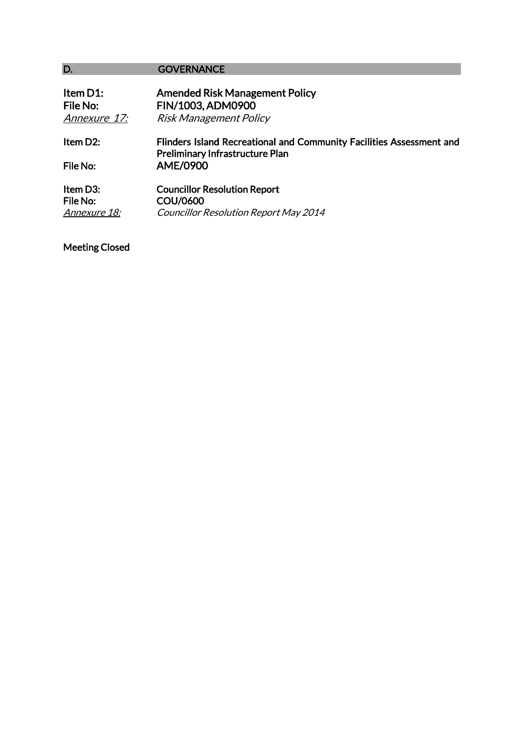## D. GOVERNANCE

**Item D1:** **Amended Risk Management Policy**
**File No:** **FIN/1003, ADM0900**
*Annexure 17:* *Risk Management Policy*

**Item D2:** **Flinders Island Recreational and Community Facilities Assessment and Preliminary Infrastructure Plan**
**File No:** **AME/0900**

**Item D3:** **Councillor Resolution Report**
**File No:** **COU/0600**
*Annexure 18:* *Councillor Resolution Report May 2014*

Meeting Closed